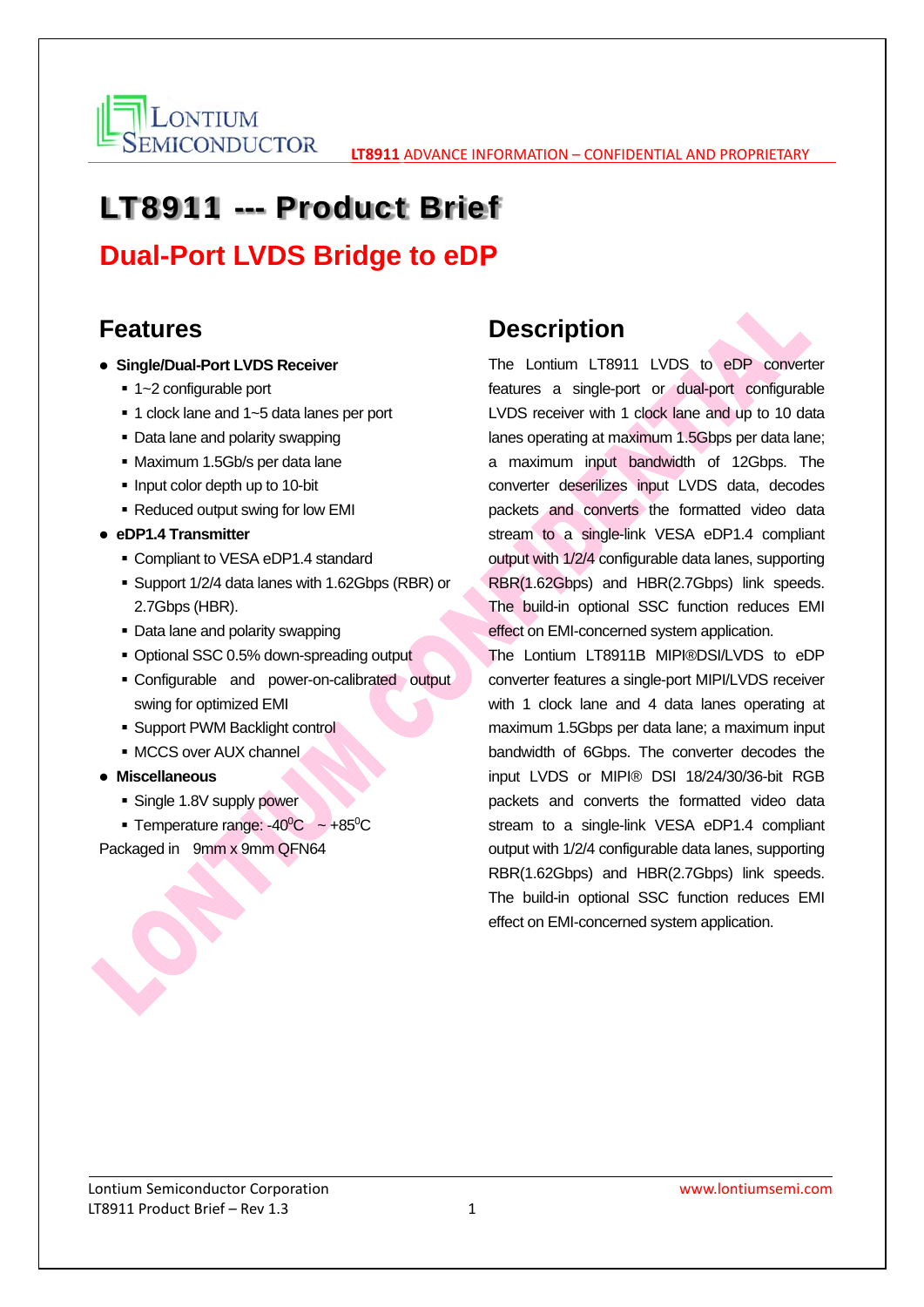# LT8911 --- Product Brief

## Dual-Port LVDS Bridge to eDP

## Features

- **Single/Dual-Port LVDS Receiver**
  - 1~2 configurable port
  - 1 clock lane and 1~5 data lanes per port
  - Data lane and polarity swapping
  - Maximum 1.5Gb/s per data lane
  - Input color depth up to 10-bit
  - Reduced output swing for low EMI
- **eDP1.4 Transmitter**
  - Compliant to VESA eDP1.4 standard
  - Support 1/2/4 data lanes with 1.62Gbps (RBR) or 2.7Gbps (HBR).
  - Data lane and polarity swapping
  - Optional SSC 0.5% down-spreading output
  - Configurable and power-on-calibrated output swing for optimized EMI
  - Support PWM Backlight control
  - MCCS over AUX channel
- **Miscellaneous**
  - Single 1.8V supply power
  - Temperature range: -40$^{0}$C ~ +85$^{0}$C

Packaged in 9mm x 9mm QFN64

## Description

The Lontium LT8911 LVDS to eDP converter features a single-port or dual-port configurable LVDS receiver with 1 clock lane and up to 10 data lanes operating at maximum 1.5Gbps per data lane; a maximum input bandwidth of 12Gbps. The converter deserilizes input LVDS data, decodes packets and converts the formatted video data stream to a single-link VESA eDP1.4 compliant output with 1/2/4 configurable data lanes, supporting RBR(1.62Gbps) and HBR(2.7Gbps) link speeds. The build-in optional SSC function reduces EMI effect on EMI-concerned system application.

The Lontium LT8911B MIPI®DSI/LVDS to eDP converter features a single-port MIPI/LVDS receiver with 1 clock lane and 4 data lanes operating at maximum 1.5Gbps per data lane; a maximum input bandwidth of 6Gbps. The converter decodes the input LVDS or MIPI® DSI 18/24/30/36-bit RGB packets and converts the formatted video data stream to a single-link VESA eDP1.4 compliant output with 1/2/4 configurable data lanes, supporting RBR(1.62Gbps) and HBR(2.7Gbps) link speeds. The build-in optional SSC function reduces EMI effect on EMI-concerned system application.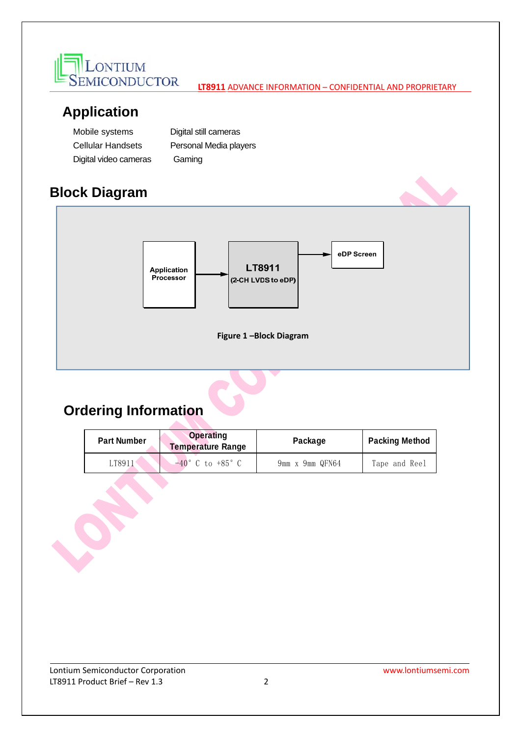## Application

- Mobile systems
- Cellular Handsets
- Digital video cameras
- Digital still cameras
- Personal Media players
- Gaming

## Block Diagram

Application Processor → LT8911 (2-CH LVDS to eDP) → eDP Screen

**Figure 1 –Block Diagram**

## Ordering Information

| Part Number | Operating Temperature Range | Package | Packing Method |
|---|---|---|---|
| LT8911 | -40° C to +85° C | 9mm x 9mm QFN64 | Tape and Reel |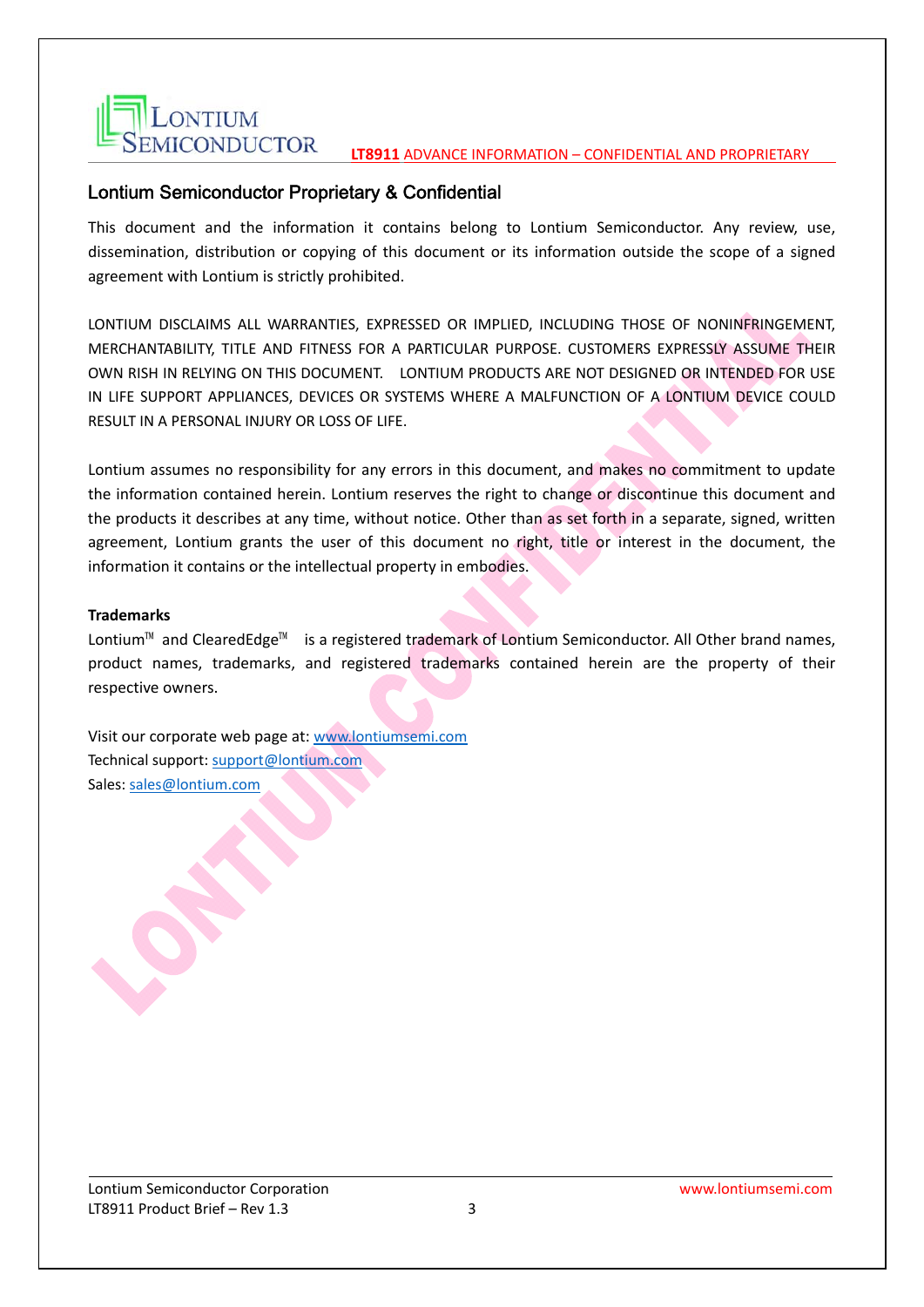## Lontium Semiconductor Proprietary & Confidential

This document and the information it contains belong to Lontium Semiconductor. Any review, use, dissemination, distribution or copying of this document or its information outside the scope of a signed agreement with Lontium is strictly prohibited.

LONTIUM DISCLAIMS ALL WARRANTIES, EXPRESSED OR IMPLIED, INCLUDING THOSE OF NONINFRINGEMENT, MERCHANTABILITY, TITLE AND FITNESS FOR A PARTICULAR PURPOSE. CUSTOMERS EXPRESSLY ASSUME THEIR OWN RISH IN RELYING ON THIS DOCUMENT. LONTIUM PRODUCTS ARE NOT DESIGNED OR INTENDED FOR USE IN LIFE SUPPORT APPLIANCES, DEVICES OR SYSTEMS WHERE A MALFUNCTION OF A LONTIUM DEVICE COULD RESULT IN A PERSONAL INJURY OR LOSS OF LIFE.

Lontium assumes no responsibility for any errors in this document, and makes no commitment to update the information contained herein. Lontium reserves the right to change or discontinue this document and the products it describes at any time, without notice. Other than as set forth in a separate, signed, written agreement, Lontium grants the user of this document no right, title or interest in the document, the information it contains or the intellectual property in embodies.

**Trademarks**

Lontium™ and ClearedEdge™ is a registered trademark of Lontium Semiconductor. All Other brand names, product names, trademarks, and registered trademarks contained herein are the property of their respective owners.

Visit our corporate web page at: www.lontiumsemi.com
Technical support: support@lontium.com
Sales: sales@lontium.com